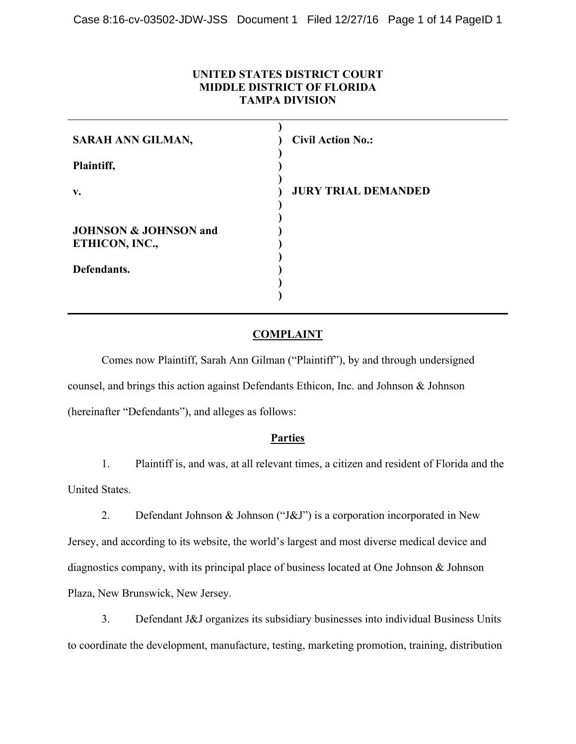**UNITED STATES DISTRICT COURT**
**MIDDLE DISTRICT OF FLORIDA**
**TAMPA DIVISION**

| | |
|---|---|
| **SARAH ANN GILMAN,** | **Civil Action No.:** |
| **Plaintiff,** | |
| **v.** | **JURY TRIAL DEMANDED** |
| **JOHNSON & JOHNSON and ETHICON, INC.,** | |
| **Defendants.** | |

## COMPLAINT

Comes now Plaintiff, Sarah Ann Gilman ("Plaintiff"), by and through undersigned counsel, and brings this action against Defendants Ethicon, Inc. and Johnson & Johnson (hereinafter "Defendants"), and alleges as follows:

### Parties

1. Plaintiff is, and was, at all relevant times, a citizen and resident of Florida and the United States.

2. Defendant Johnson & Johnson ("J&J") is a corporation incorporated in New Jersey, and according to its website, the world's largest and most diverse medical device and diagnostics company, with its principal place of business located at One Johnson & Johnson Plaza, New Brunswick, New Jersey.

3. Defendant J&J organizes its subsidiary businesses into individual Business Units to coordinate the development, manufacture, testing, marketing promotion, training, distribution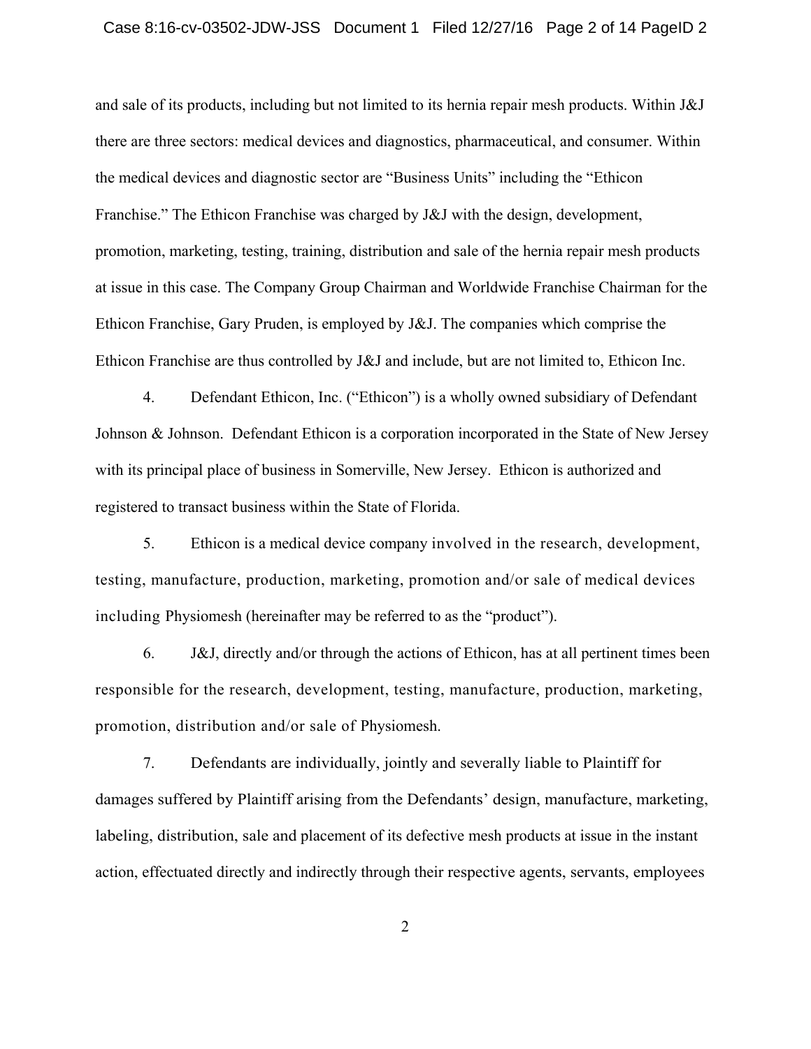and sale of its products, including but not limited to its hernia repair mesh products. Within J&J there are three sectors: medical devices and diagnostics, pharmaceutical, and consumer. Within the medical devices and diagnostic sector are "Business Units" including the "Ethicon Franchise." The Ethicon Franchise was charged by J&J with the design, development, promotion, marketing, testing, training, distribution and sale of the hernia repair mesh products at issue in this case. The Company Group Chairman and Worldwide Franchise Chairman for the Ethicon Franchise, Gary Pruden, is employed by J&J. The companies which comprise the Ethicon Franchise are thus controlled by J&J and include, but are not limited to, Ethicon Inc.

4. Defendant Ethicon, Inc. ("Ethicon") is a wholly owned subsidiary of Defendant Johnson & Johnson. Defendant Ethicon is a corporation incorporated in the State of New Jersey with its principal place of business in Somerville, New Jersey. Ethicon is authorized and registered to transact business within the State of Florida.

5. Ethicon is a medical device company involved in the research, development, testing, manufacture, production, marketing, promotion and/or sale of medical devices including Physiomesh (hereinafter may be referred to as the "product").

6. J&J, directly and/or through the actions of Ethicon, has at all pertinent times been responsible for the research, development, testing, manufacture, production, marketing, promotion, distribution and/or sale of Physiomesh.

7. Defendants are individually, jointly and severally liable to Plaintiff for damages suffered by Plaintiff arising from the Defendants' design, manufacture, marketing, labeling, distribution, sale and placement of its defective mesh products at issue in the instant action, effectuated directly and indirectly through their respective agents, servants, employees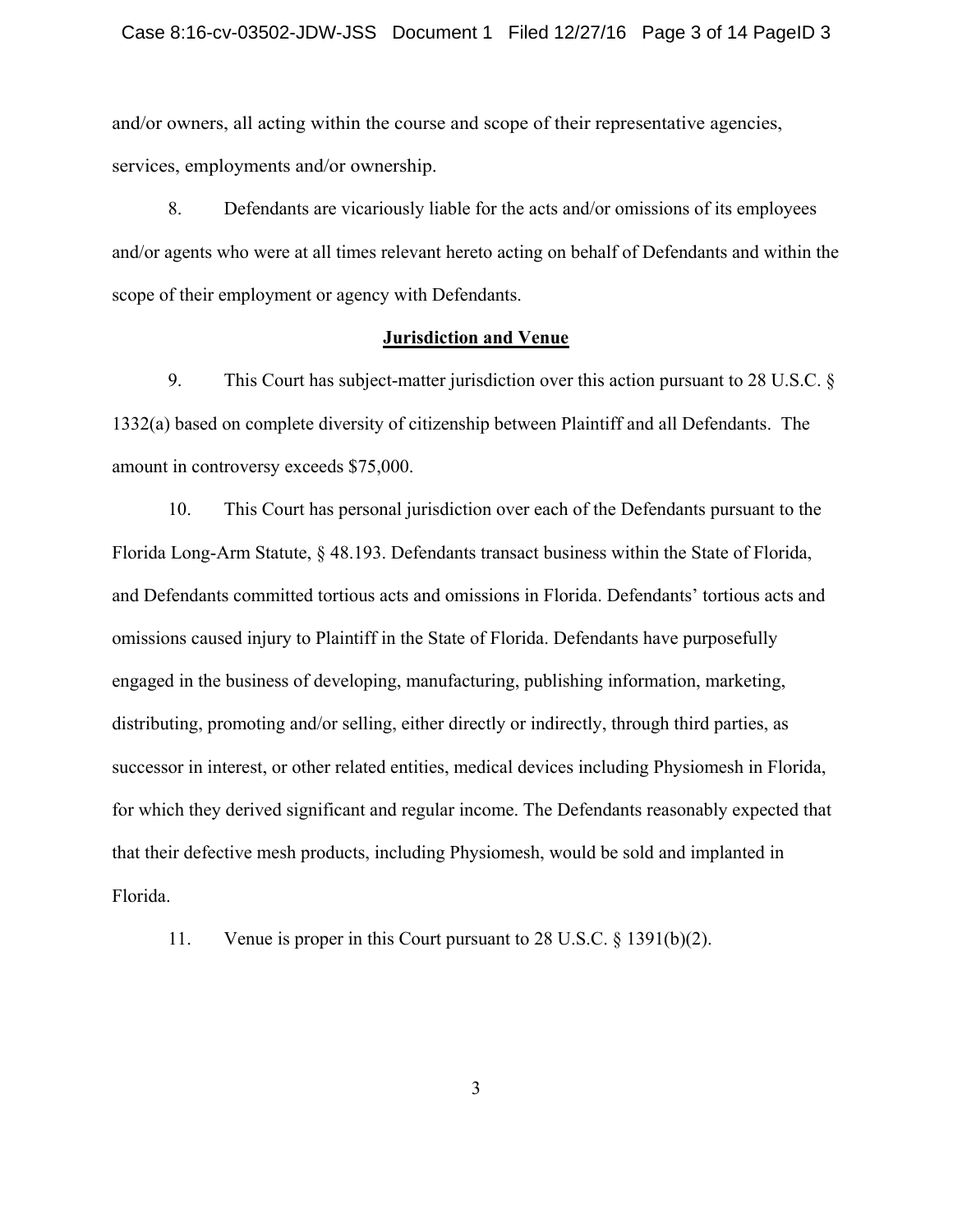and/or owners, all acting within the course and scope of their representative agencies, services, employments and/or ownership.

8. Defendants are vicariously liable for the acts and/or omissions of its employees and/or agents who were at all times relevant hereto acting on behalf of Defendants and within the scope of their employment or agency with Defendants.

## Jurisdiction and Venue

9. This Court has subject-matter jurisdiction over this action pursuant to 28 U.S.C. § 1332(a) based on complete diversity of citizenship between Plaintiff and all Defendants. The amount in controversy exceeds $75,000.

10. This Court has personal jurisdiction over each of the Defendants pursuant to the Florida Long-Arm Statute, § 48.193. Defendants transact business within the State of Florida, and Defendants committed tortious acts and omissions in Florida. Defendants' tortious acts and omissions caused injury to Plaintiff in the State of Florida. Defendants have purposefully engaged in the business of developing, manufacturing, publishing information, marketing, distributing, promoting and/or selling, either directly or indirectly, through third parties, as successor in interest, or other related entities, medical devices including Physiomesh in Florida, for which they derived significant and regular income. The Defendants reasonably expected that that their defective mesh products, including Physiomesh, would be sold and implanted in Florida.

11. Venue is proper in this Court pursuant to 28 U.S.C. § 1391(b)(2).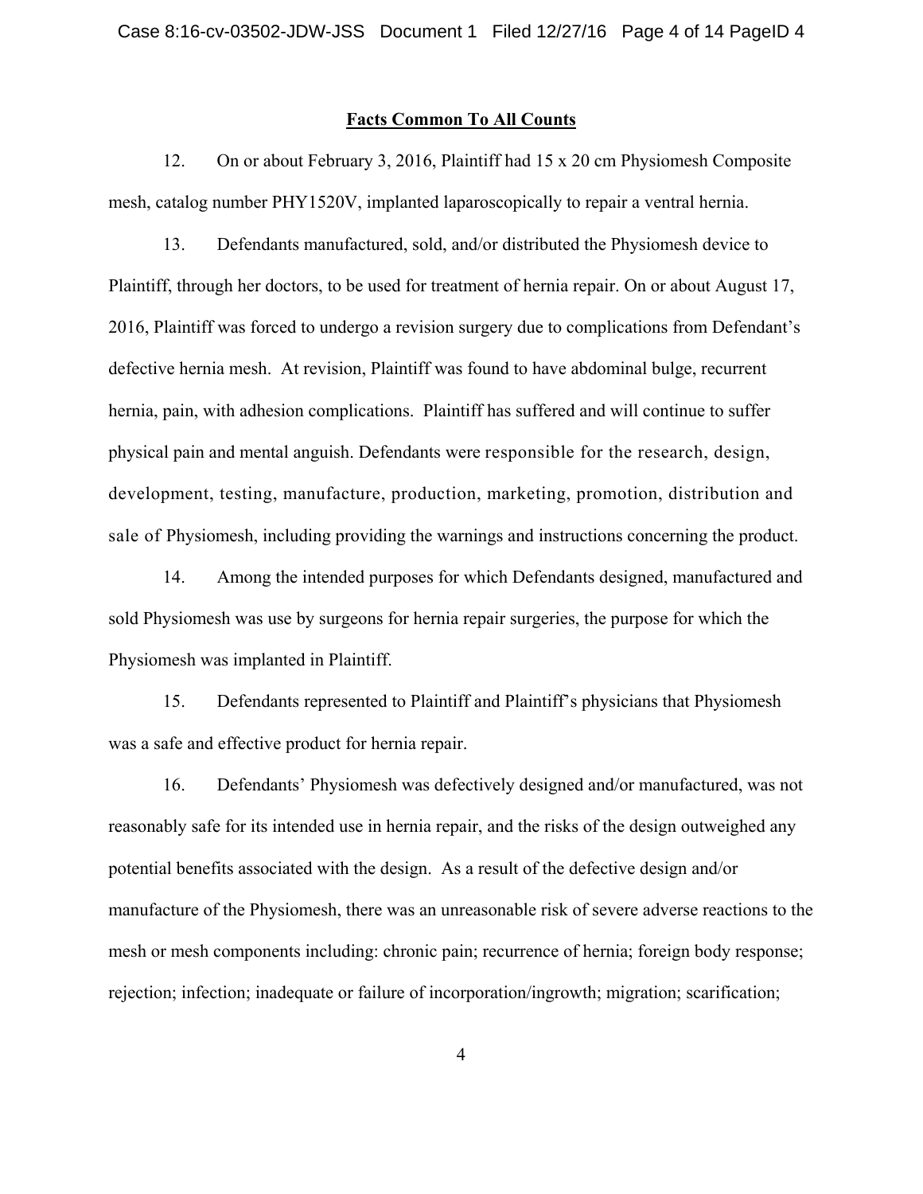**Facts Common To All Counts**

12. On or about February 3, 2016, Plaintiff had 15 x 20 cm Physiomesh Composite mesh, catalog number PHY1520V, implanted laparoscopically to repair a ventral hernia.

13. Defendants manufactured, sold, and/or distributed the Physiomesh device to Plaintiff, through her doctors, to be used for treatment of hernia repair. On or about August 17, 2016, Plaintiff was forced to undergo a revision surgery due to complications from Defendant's defective hernia mesh. At revision, Plaintiff was found to have abdominal bulge, recurrent hernia, pain, with adhesion complications. Plaintiff has suffered and will continue to suffer physical pain and mental anguish. Defendants were responsible for the research, design, development, testing, manufacture, production, marketing, promotion, distribution and sale of Physiomesh, including providing the warnings and instructions concerning the product.

14. Among the intended purposes for which Defendants designed, manufactured and sold Physiomesh was use by surgeons for hernia repair surgeries, the purpose for which the Physiomesh was implanted in Plaintiff.

15. Defendants represented to Plaintiff and Plaintiff's physicians that Physiomesh was a safe and effective product for hernia repair.

16. Defendants' Physiomesh was defectively designed and/or manufactured, was not reasonably safe for its intended use in hernia repair, and the risks of the design outweighed any potential benefits associated with the design. As a result of the defective design and/or manufacture of the Physiomesh, there was an unreasonable risk of severe adverse reactions to the mesh or mesh components including: chronic pain; recurrence of hernia; foreign body response; rejection; infection; inadequate or failure of incorporation/ingrowth; migration; scarification;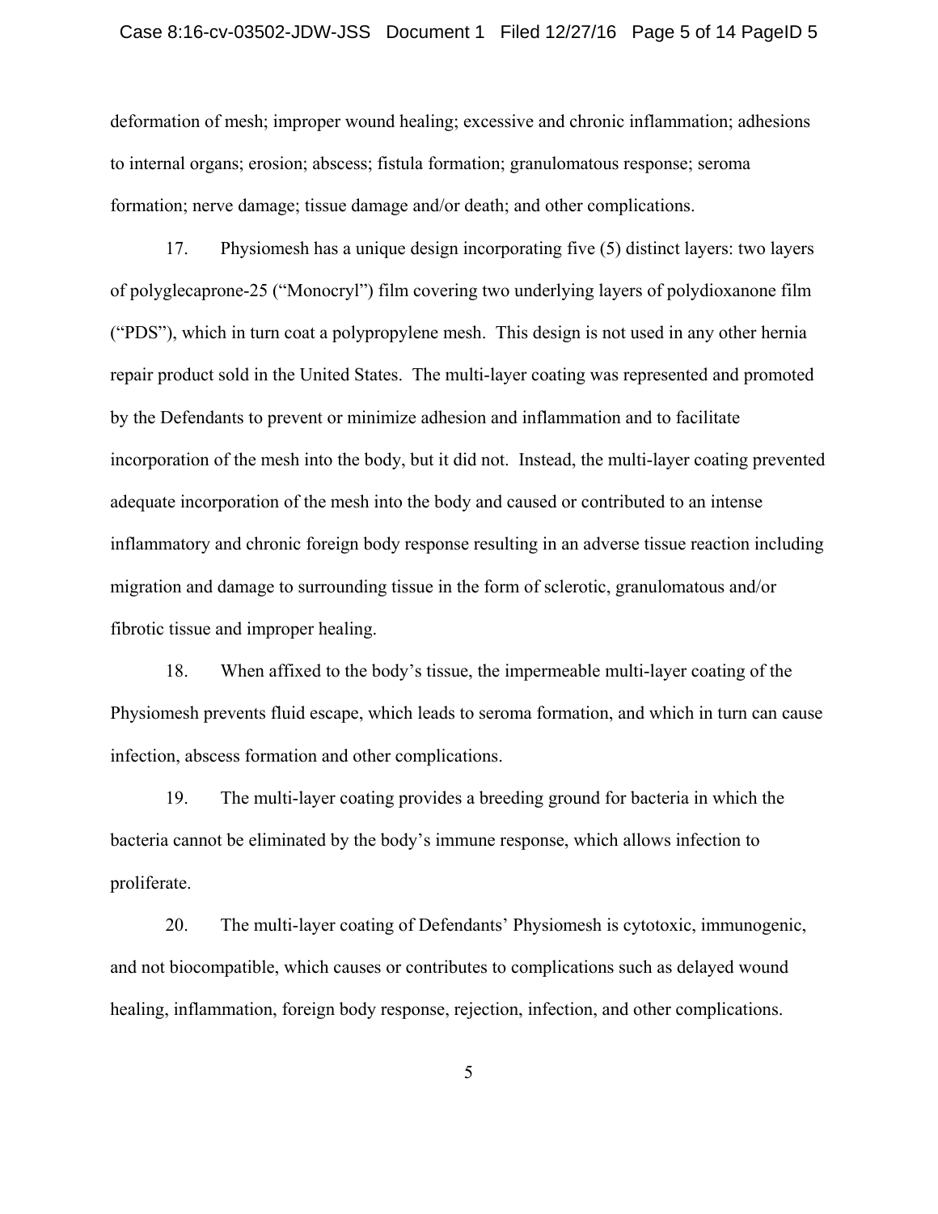deformation of mesh; improper wound healing; excessive and chronic inflammation; adhesions to internal organs; erosion; abscess; fistula formation; granulomatous response; seroma formation; nerve damage; tissue damage and/or death; and other complications.

17. Physiomesh has a unique design incorporating five (5) distinct layers: two layers of polyglecaprone-25 ("Monocryl") film covering two underlying layers of polydioxanone film ("PDS"), which in turn coat a polypropylene mesh. This design is not used in any other hernia repair product sold in the United States. The multi-layer coating was represented and promoted by the Defendants to prevent or minimize adhesion and inflammation and to facilitate incorporation of the mesh into the body, but it did not. Instead, the multi-layer coating prevented adequate incorporation of the mesh into the body and caused or contributed to an intense inflammatory and chronic foreign body response resulting in an adverse tissue reaction including migration and damage to surrounding tissue in the form of sclerotic, granulomatous and/or fibrotic tissue and improper healing.

18. When affixed to the body's tissue, the impermeable multi-layer coating of the Physiomesh prevents fluid escape, which leads to seroma formation, and which in turn can cause infection, abscess formation and other complications.

19. The multi-layer coating provides a breeding ground for bacteria in which the bacteria cannot be eliminated by the body's immune response, which allows infection to proliferate.

20. The multi-layer coating of Defendants' Physiomesh is cytotoxic, immunogenic, and not biocompatible, which causes or contributes to complications such as delayed wound healing, inflammation, foreign body response, rejection, infection, and other complications.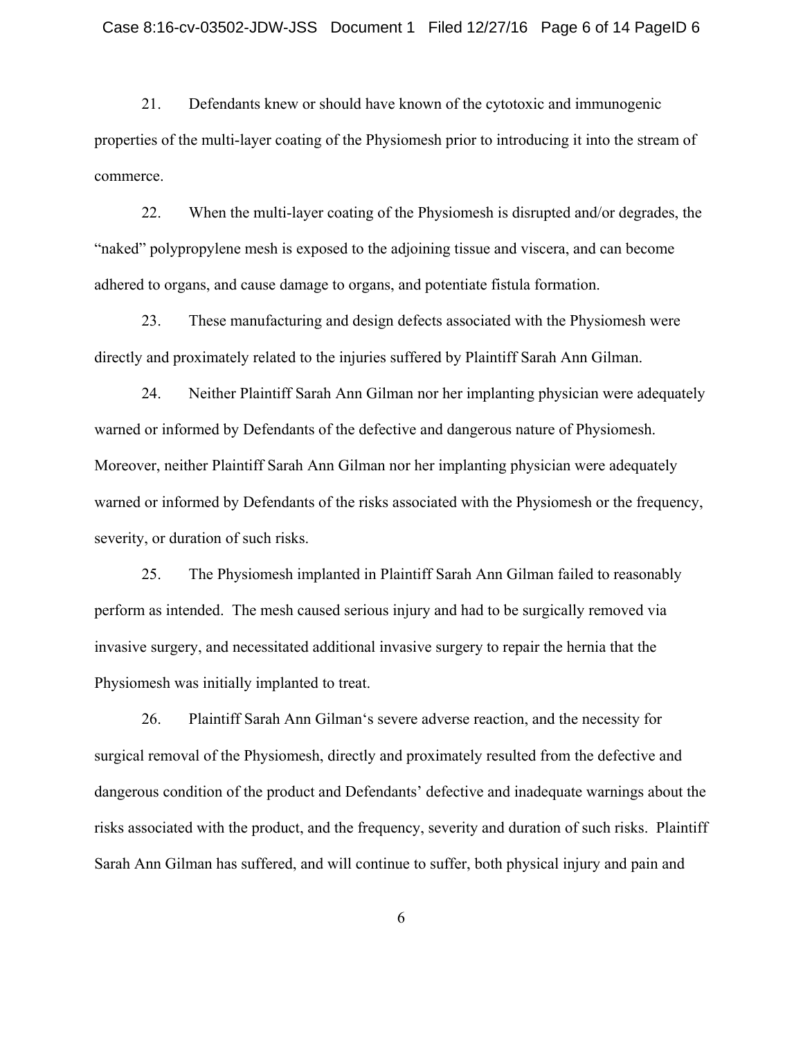21. Defendants knew or should have known of the cytotoxic and immunogenic properties of the multi-layer coating of the Physiomesh prior to introducing it into the stream of commerce.

22. When the multi-layer coating of the Physiomesh is disrupted and/or degrades, the "naked" polypropylene mesh is exposed to the adjoining tissue and viscera, and can become adhered to organs, and cause damage to organs, and potentiate fistula formation.

23. These manufacturing and design defects associated with the Physiomesh were directly and proximately related to the injuries suffered by Plaintiff Sarah Ann Gilman.

24. Neither Plaintiff Sarah Ann Gilman nor her implanting physician were adequately warned or informed by Defendants of the defective and dangerous nature of Physiomesh. Moreover, neither Plaintiff Sarah Ann Gilman nor her implanting physician were adequately warned or informed by Defendants of the risks associated with the Physiomesh or the frequency, severity, or duration of such risks.

25. The Physiomesh implanted in Plaintiff Sarah Ann Gilman failed to reasonably perform as intended. The mesh caused serious injury and had to be surgically removed via invasive surgery, and necessitated additional invasive surgery to repair the hernia that the Physiomesh was initially implanted to treat.

26. Plaintiff Sarah Ann Gilman's severe adverse reaction, and the necessity for surgical removal of the Physiomesh, directly and proximately resulted from the defective and dangerous condition of the product and Defendants' defective and inadequate warnings about the risks associated with the product, and the frequency, severity and duration of such risks. Plaintiff Sarah Ann Gilman has suffered, and will continue to suffer, both physical injury and pain and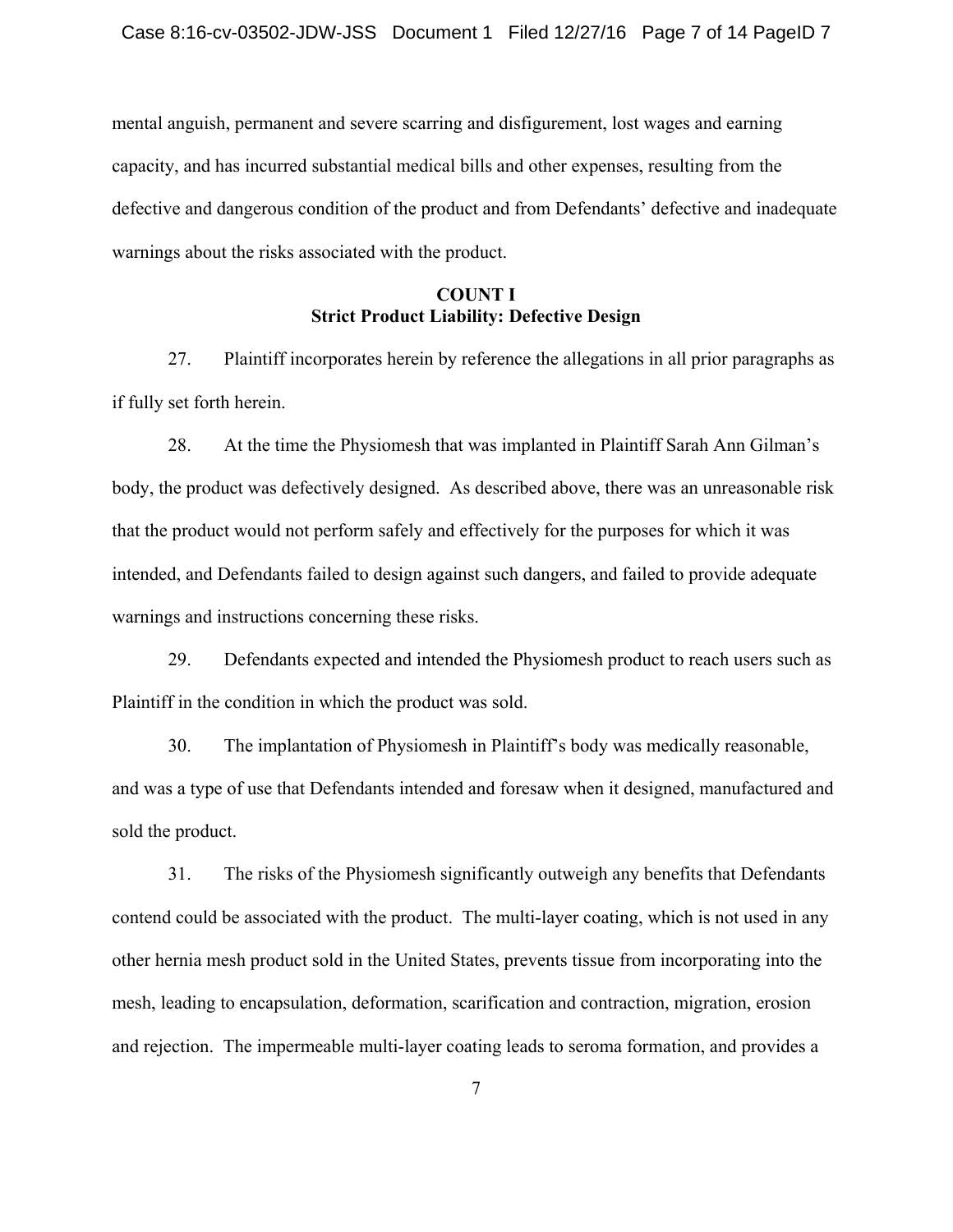mental anguish, permanent and severe scarring and disfigurement, lost wages and earning capacity, and has incurred substantial medical bills and other expenses, resulting from the defective and dangerous condition of the product and from Defendants' defective and inadequate warnings about the risks associated with the product.

## COUNT I
## Strict Product Liability: Defective Design

27. Plaintiff incorporates herein by reference the allegations in all prior paragraphs as if fully set forth herein.

28. At the time the Physiomesh that was implanted in Plaintiff Sarah Ann Gilman's body, the product was defectively designed. As described above, there was an unreasonable risk that the product would not perform safely and effectively for the purposes for which it was intended, and Defendants failed to design against such dangers, and failed to provide adequate warnings and instructions concerning these risks.

29. Defendants expected and intended the Physiomesh product to reach users such as Plaintiff in the condition in which the product was sold.

30. The implantation of Physiomesh in Plaintiff's body was medically reasonable, and was a type of use that Defendants intended and foresaw when it designed, manufactured and sold the product.

31. The risks of the Physiomesh significantly outweigh any benefits that Defendants contend could be associated with the product. The multi-layer coating, which is not used in any other hernia mesh product sold in the United States, prevents tissue from incorporating into the mesh, leading to encapsulation, deformation, scarification and contraction, migration, erosion and rejection. The impermeable multi-layer coating leads to seroma formation, and provides a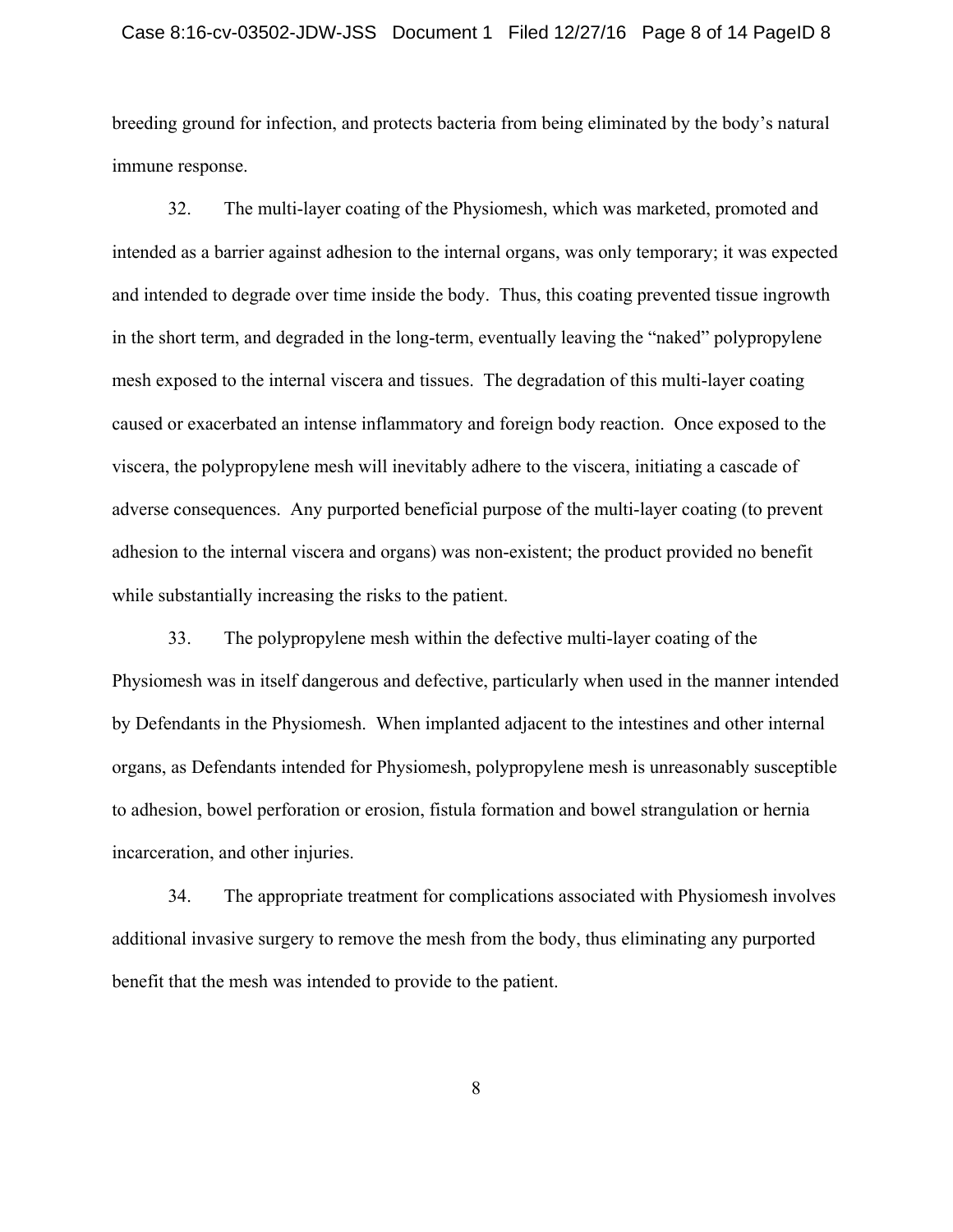breeding ground for infection, and protects bacteria from being eliminated by the body's natural immune response.

32. The multi-layer coating of the Physiomesh, which was marketed, promoted and intended as a barrier against adhesion to the internal organs, was only temporary; it was expected and intended to degrade over time inside the body. Thus, this coating prevented tissue ingrowth in the short term, and degraded in the long-term, eventually leaving the "naked" polypropylene mesh exposed to the internal viscera and tissues. The degradation of this multi-layer coating caused or exacerbated an intense inflammatory and foreign body reaction. Once exposed to the viscera, the polypropylene mesh will inevitably adhere to the viscera, initiating a cascade of adverse consequences. Any purported beneficial purpose of the multi-layer coating (to prevent adhesion to the internal viscera and organs) was non-existent; the product provided no benefit while substantially increasing the risks to the patient.

33. The polypropylene mesh within the defective multi-layer coating of the Physiomesh was in itself dangerous and defective, particularly when used in the manner intended by Defendants in the Physiomesh. When implanted adjacent to the intestines and other internal organs, as Defendants intended for Physiomesh, polypropylene mesh is unreasonably susceptible to adhesion, bowel perforation or erosion, fistula formation and bowel strangulation or hernia incarceration, and other injuries.

34. The appropriate treatment for complications associated with Physiomesh involves additional invasive surgery to remove the mesh from the body, thus eliminating any purported benefit that the mesh was intended to provide to the patient.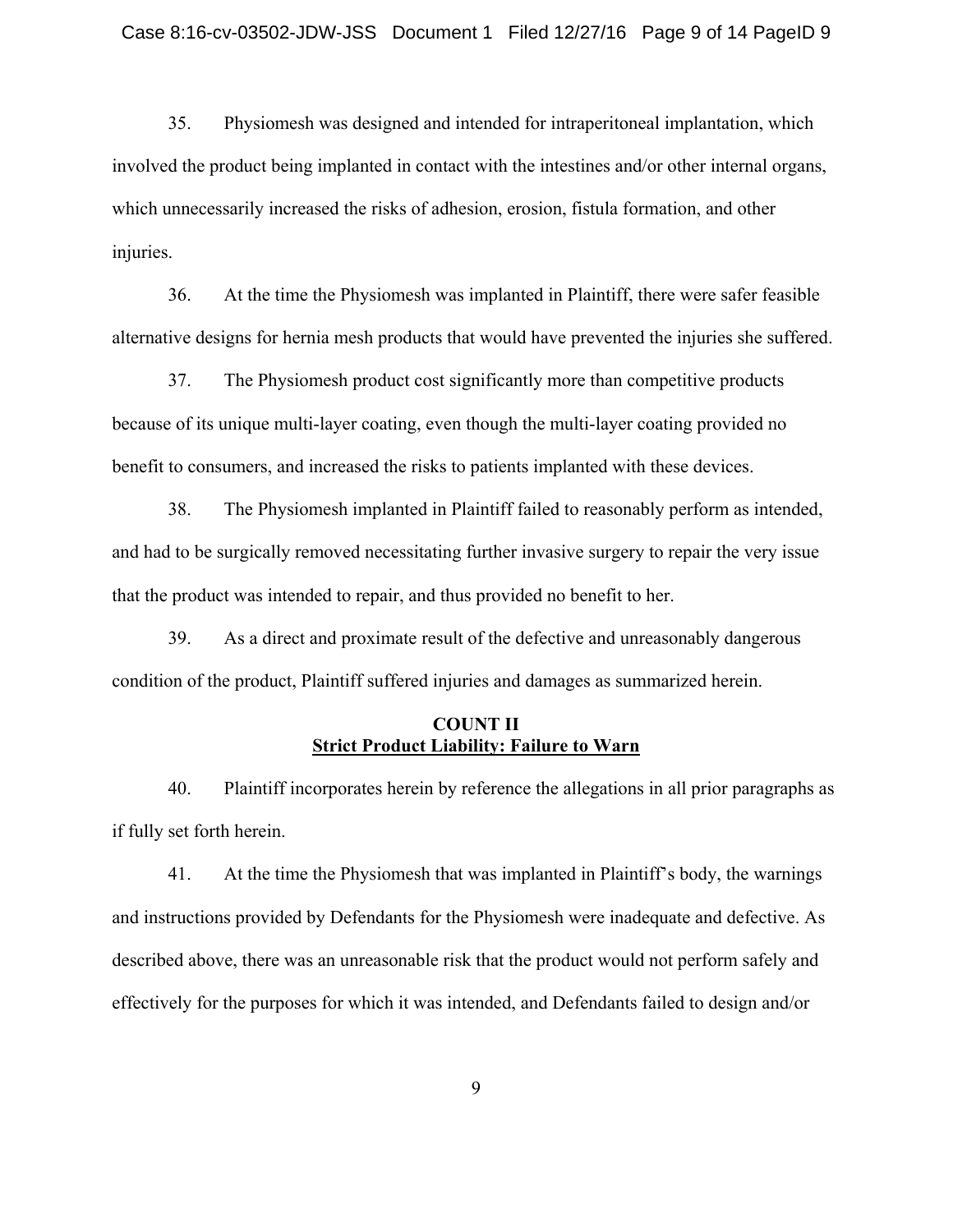35. Physiomesh was designed and intended for intraperitoneal implantation, which involved the product being implanted in contact with the intestines and/or other internal organs, which unnecessarily increased the risks of adhesion, erosion, fistula formation, and other injuries.

36. At the time the Physiomesh was implanted in Plaintiff, there were safer feasible alternative designs for hernia mesh products that would have prevented the injuries she suffered.

37. The Physiomesh product cost significantly more than competitive products because of its unique multi-layer coating, even though the multi-layer coating provided no benefit to consumers, and increased the risks to patients implanted with these devices.

38. The Physiomesh implanted in Plaintiff failed to reasonably perform as intended, and had to be surgically removed necessitating further invasive surgery to repair the very issue that the product was intended to repair, and thus provided no benefit to her.

39. As a direct and proximate result of the defective and unreasonably dangerous condition of the product, Plaintiff suffered injuries and damages as summarized herein.

## COUNT II
## Strict Product Liability: Failure to Warn

40. Plaintiff incorporates herein by reference the allegations in all prior paragraphs as if fully set forth herein.

41. At the time the Physiomesh that was implanted in Plaintiff's body, the warnings and instructions provided by Defendants for the Physiomesh were inadequate and defective. As described above, there was an unreasonable risk that the product would not perform safely and effectively for the purposes for which it was intended, and Defendants failed to design and/or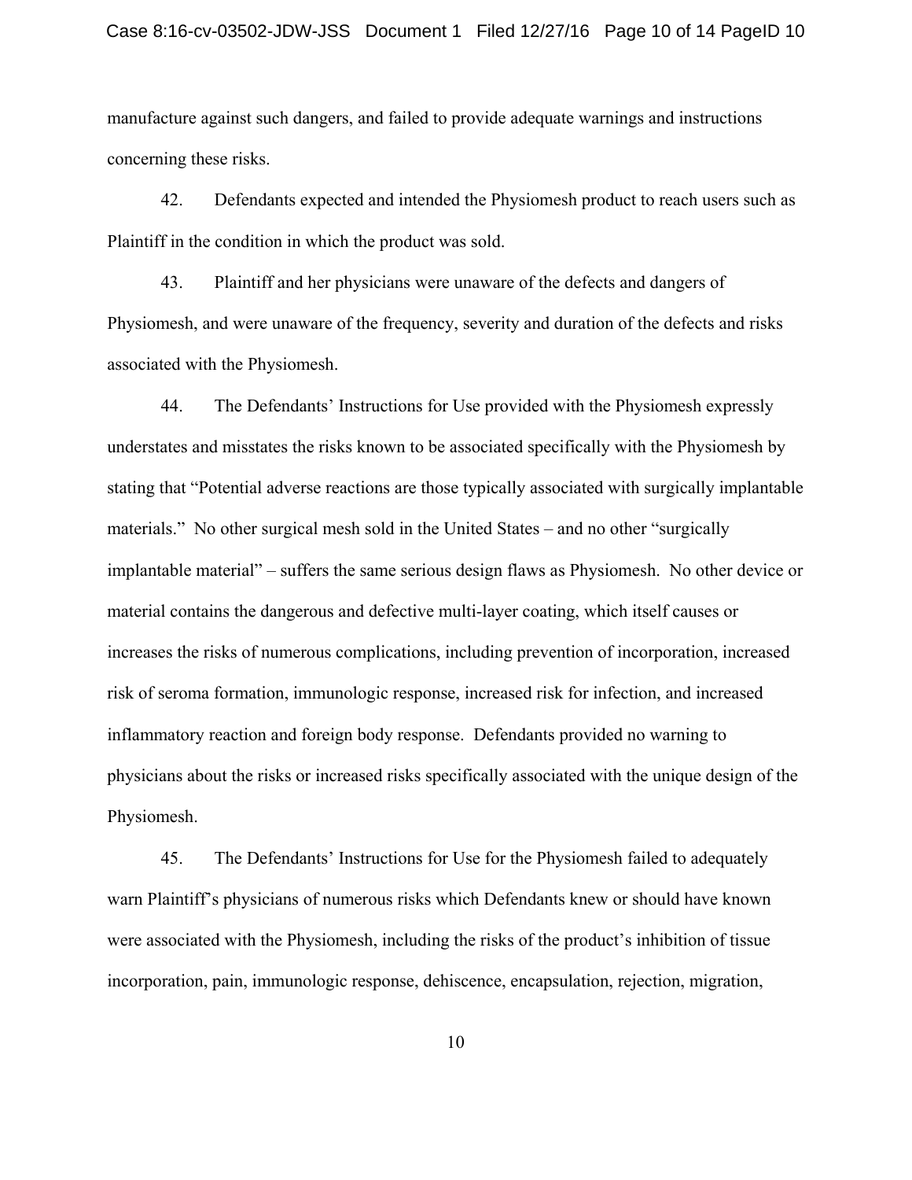manufacture against such dangers, and failed to provide adequate warnings and instructions concerning these risks.

42. Defendants expected and intended the Physiomesh product to reach users such as Plaintiff in the condition in which the product was sold.

43. Plaintiff and her physicians were unaware of the defects and dangers of Physiomesh, and were unaware of the frequency, severity and duration of the defects and risks associated with the Physiomesh.

44. The Defendants' Instructions for Use provided with the Physiomesh expressly understates and misstates the risks known to be associated specifically with the Physiomesh by stating that "Potential adverse reactions are those typically associated with surgically implantable materials." No other surgical mesh sold in the United States – and no other "surgically implantable material" – suffers the same serious design flaws as Physiomesh. No other device or material contains the dangerous and defective multi-layer coating, which itself causes or increases the risks of numerous complications, including prevention of incorporation, increased risk of seroma formation, immunologic response, increased risk for infection, and increased inflammatory reaction and foreign body response. Defendants provided no warning to physicians about the risks or increased risks specifically associated with the unique design of the Physiomesh.

45. The Defendants' Instructions for Use for the Physiomesh failed to adequately warn Plaintiff's physicians of numerous risks which Defendants knew or should have known were associated with the Physiomesh, including the risks of the product's inhibition of tissue incorporation, pain, immunologic response, dehiscence, encapsulation, rejection, migration,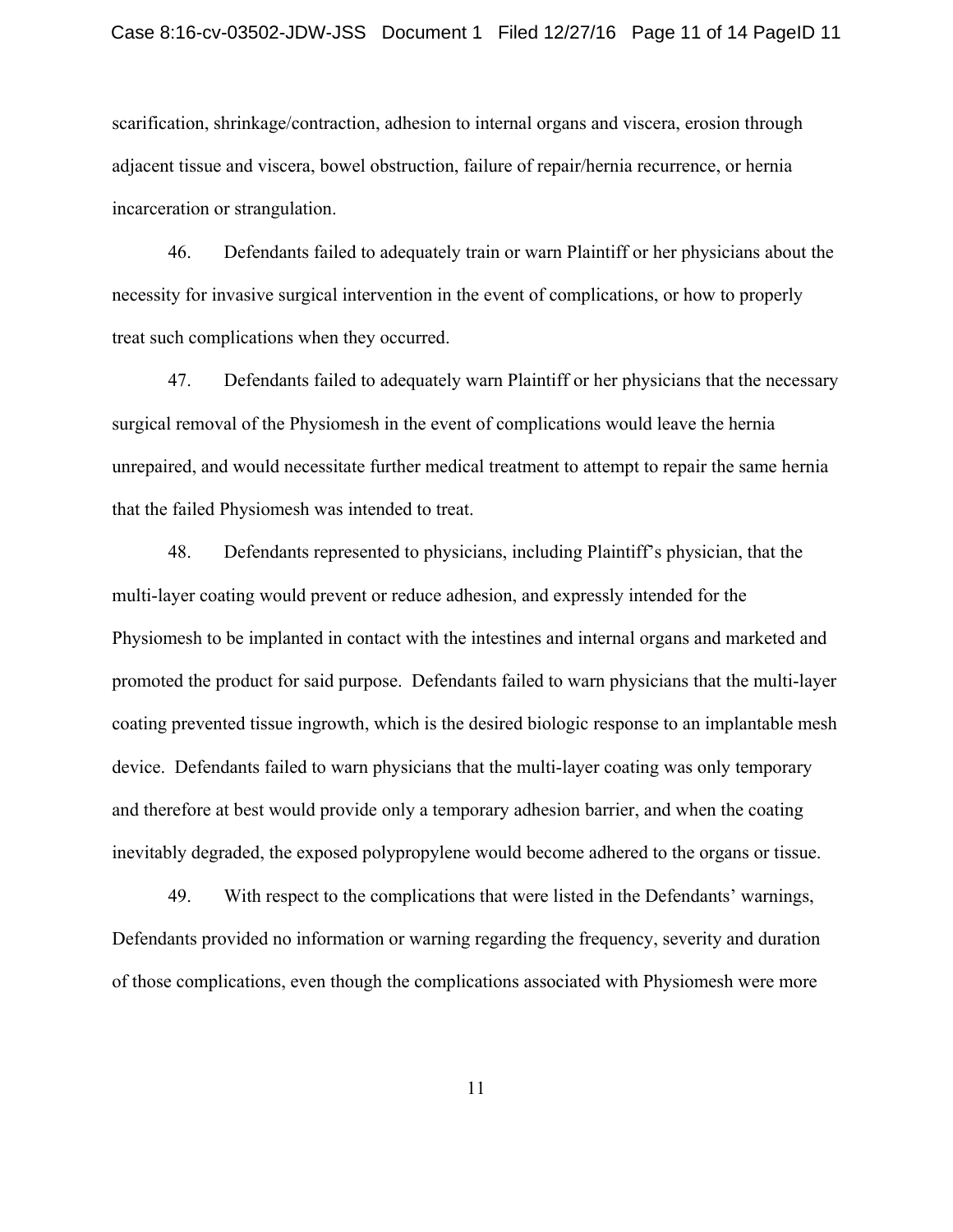scarification, shrinkage/contraction, adhesion to internal organs and viscera, erosion through adjacent tissue and viscera, bowel obstruction, failure of repair/hernia recurrence, or hernia incarceration or strangulation.

46. Defendants failed to adequately train or warn Plaintiff or her physicians about the necessity for invasive surgical intervention in the event of complications, or how to properly treat such complications when they occurred.

47. Defendants failed to adequately warn Plaintiff or her physicians that the necessary surgical removal of the Physiomesh in the event of complications would leave the hernia unrepaired, and would necessitate further medical treatment to attempt to repair the same hernia that the failed Physiomesh was intended to treat.

48. Defendants represented to physicians, including Plaintiff's physician, that the multi-layer coating would prevent or reduce adhesion, and expressly intended for the Physiomesh to be implanted in contact with the intestines and internal organs and marketed and promoted the product for said purpose. Defendants failed to warn physicians that the multi-layer coating prevented tissue ingrowth, which is the desired biologic response to an implantable mesh device. Defendants failed to warn physicians that the multi-layer coating was only temporary and therefore at best would provide only a temporary adhesion barrier, and when the coating inevitably degraded, the exposed polypropylene would become adhered to the organs or tissue.

49. With respect to the complications that were listed in the Defendants' warnings, Defendants provided no information or warning regarding the frequency, severity and duration of those complications, even though the complications associated with Physiomesh were more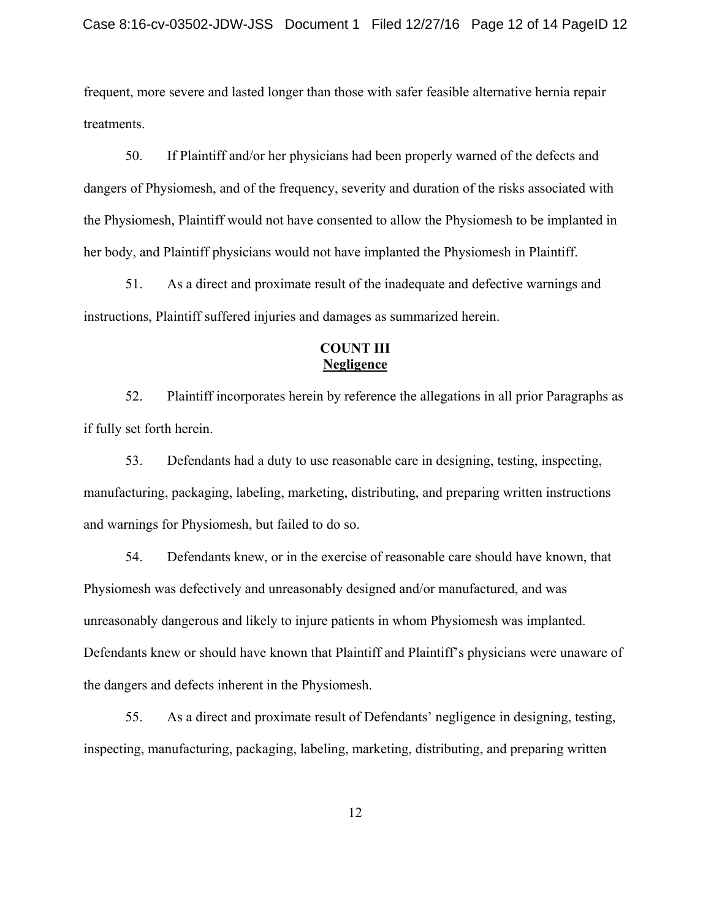frequent, more severe and lasted longer than those with safer feasible alternative hernia repair treatments.

50. If Plaintiff and/or her physicians had been properly warned of the defects and dangers of Physiomesh, and of the frequency, severity and duration of the risks associated with the Physiomesh, Plaintiff would not have consented to allow the Physiomesh to be implanted in her body, and Plaintiff physicians would not have implanted the Physiomesh in Plaintiff.

51. As a direct and proximate result of the inadequate and defective warnings and instructions, Plaintiff suffered injuries and damages as summarized herein.

## COUNT III
## Negligence

52. Plaintiff incorporates herein by reference the allegations in all prior Paragraphs as if fully set forth herein.

53. Defendants had a duty to use reasonable care in designing, testing, inspecting, manufacturing, packaging, labeling, marketing, distributing, and preparing written instructions and warnings for Physiomesh, but failed to do so.

54. Defendants knew, or in the exercise of reasonable care should have known, that Physiomesh was defectively and unreasonably designed and/or manufactured, and was unreasonably dangerous and likely to injure patients in whom Physiomesh was implanted. Defendants knew or should have known that Plaintiff and Plaintiff's physicians were unaware of the dangers and defects inherent in the Physiomesh.

55. As a direct and proximate result of Defendants' negligence in designing, testing, inspecting, manufacturing, packaging, labeling, marketing, distributing, and preparing written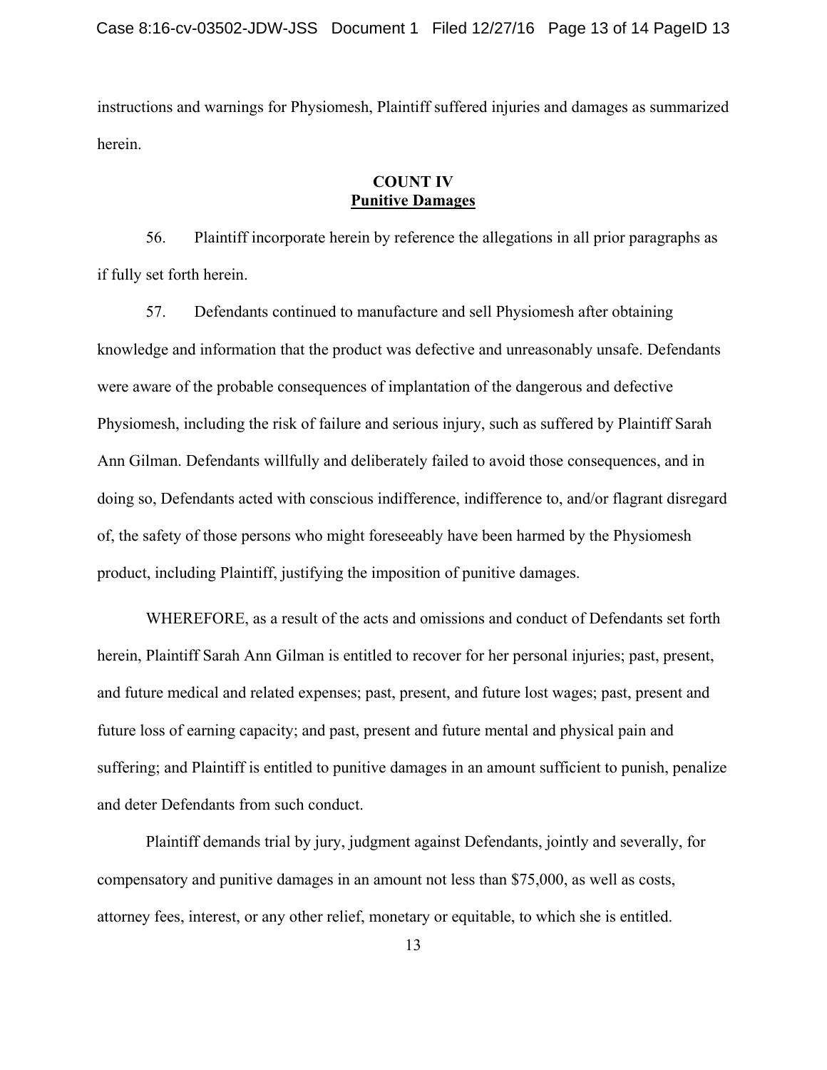instructions and warnings for Physiomesh, Plaintiff suffered injuries and damages as summarized herein.

## COUNT IV
## Punitive Damages

56. Plaintiff incorporate herein by reference the allegations in all prior paragraphs as if fully set forth herein.

57. Defendants continued to manufacture and sell Physiomesh after obtaining knowledge and information that the product was defective and unreasonably unsafe. Defendants were aware of the probable consequences of implantation of the dangerous and defective Physiomesh, including the risk of failure and serious injury, such as suffered by Plaintiff Sarah Ann Gilman. Defendants willfully and deliberately failed to avoid those consequences, and in doing so, Defendants acted with conscious indifference, indifference to, and/or flagrant disregard of, the safety of those persons who might foreseeably have been harmed by the Physiomesh product, including Plaintiff, justifying the imposition of punitive damages.

WHEREFORE, as a result of the acts and omissions and conduct of Defendants set forth herein, Plaintiff Sarah Ann Gilman is entitled to recover for her personal injuries; past, present, and future medical and related expenses; past, present, and future lost wages; past, present and future loss of earning capacity; and past, present and future mental and physical pain and suffering; and Plaintiff is entitled to punitive damages in an amount sufficient to punish, penalize and deter Defendants from such conduct.

Plaintiff demands trial by jury, judgment against Defendants, jointly and severally, for compensatory and punitive damages in an amount not less than $75,000, as well as costs, attorney fees, interest, or any other relief, monetary or equitable, to which she is entitled.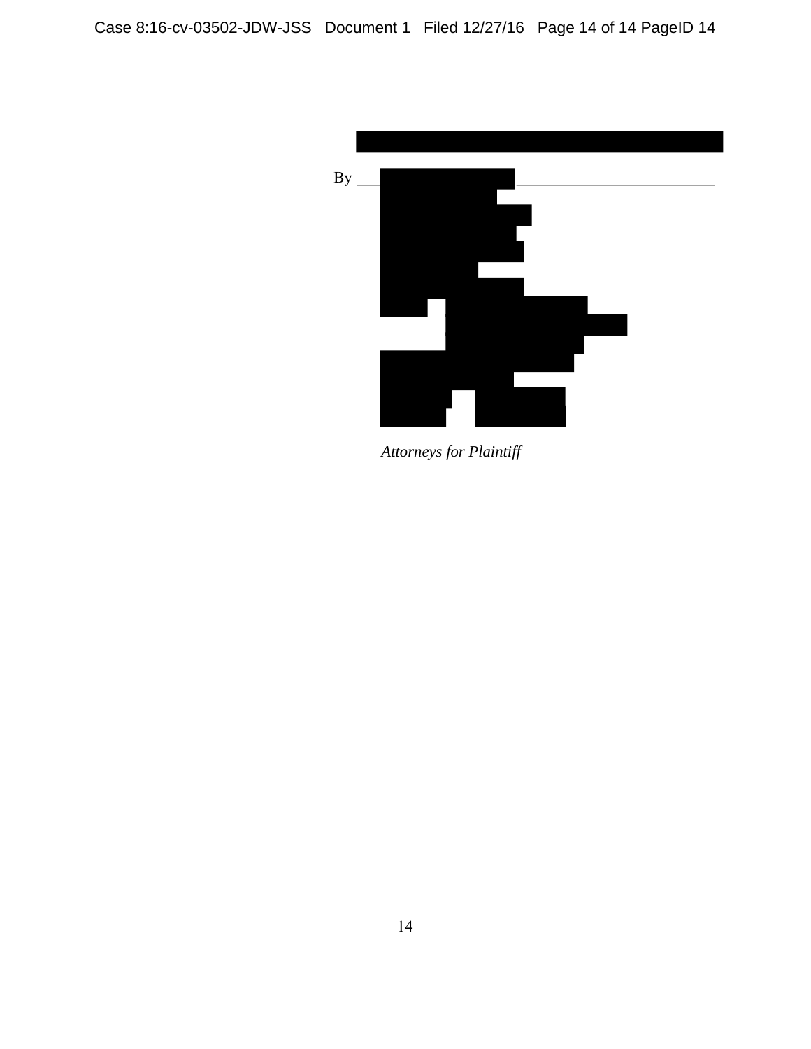By ______________________________

*Attorneys for Plaintiff*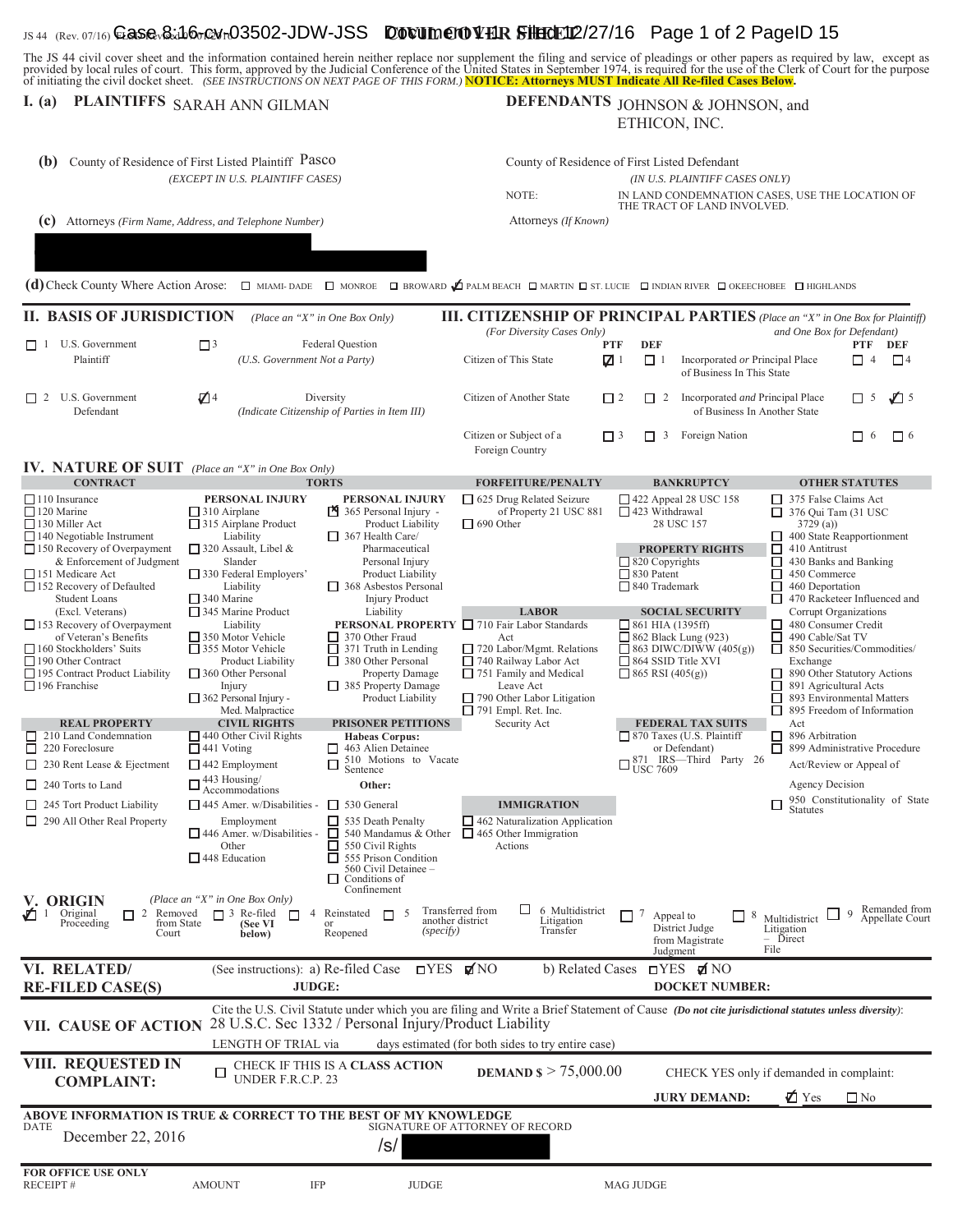JS 44 (Rev. 07/16) FLSD Revised 07/01/2016

**CIVIL COVER SHEET**

The JS 44 civil cover sheet and the information contained herein neither replace nor supplement the filing and service of pleadings or other papers as required by law, except as provided by local rules of court. This form, approved by the Judicial Conference of the United States in September 1974, is required for the use of the Clerk of Court for the purpose of initiating the civil docket sheet. *(SEE INSTRUCTIONS ON NEXT PAGE OF THIS FORM.)* **NOTICE: Attorneys MUST Indicate All Re-filed Cases Below.**

**I. (a) PLAINTIFFS** SARAH ANN GILMAN

**DEFENDANTS** JOHNSON & JOHNSON, and ETHICON, INC.

**(b)** County of Residence of First Listed Plaintiff Pasco
*(EXCEPT IN U.S. PLAINTIFF CASES)*

County of Residence of First Listed Defendant
*(IN U.S. PLAINTIFF CASES ONLY)*

NOTE: IN LAND CONDEMNATION CASES, USE THE LOCATION OF THE TRACT OF LAND INVOLVED.

**(c)** Attorneys *(Firm Name, Address, and Telephone Number)*

[REDACTED]

Attorneys *(If Known)*

**(d)** Check County Where Action Arose: ☐ MIAMI-DADE ☐ MONROE ☐ BROWARD ☑ PALM BEACH ☐ MARTIN ☐ ST. LUCIE ☐ INDIAN RIVER ☐ OKEECHOBEE ☐ HIGHLANDS

## II. BASIS OF JURISDICTION *(Place an "X" in One Box Only)*

- ☐ 1 U.S. Government Plaintiff
- ☐ 3 Federal Question *(U.S. Government Not a Party)*
- ☐ 2 U.S. Government Defendant
- ☑ 4 Diversity *(Indicate Citizenship of Parties in Item III)*

## III. CITIZENSHIP OF PRINCIPAL PARTIES *(Place an "X" in One Box for Plaintiff and One Box for Defendant)* *(For Diversity Cases Only)*

| | PTF | DEF | | PTF | DEF |
|---|---|---|---|---|---|
| Citizen of This State | ☑ 1 | ☐ 1 | Incorporated *or* Principal Place of Business In This State | ☐ 4 | ☐ 4 |
| Citizen of Another State | ☐ 2 | ☐ 2 | Incorporated *and* Principal Place of Business In Another State | ☐ 5 | ☑ 5 |
| Citizen or Subject of a Foreign Country | ☐ 3 | ☐ 3 | Foreign Nation | ☐ 6 | ☐ 6 |

## IV. NATURE OF SUIT *(Place an "X" in One Box Only)*

**CONTRACT**
- ☐ 110 Insurance
- ☐ 120 Marine
- ☐ 130 Miller Act
- ☐ 140 Negotiable Instrument
- ☐ 150 Recovery of Overpayment & Enforcement of Judgment
- ☐ 151 Medicare Act
- ☐ 152 Recovery of Defaulted Student Loans (Excl. Veterans)
- ☐ 153 Recovery of Overpayment of Veteran's Benefits
- ☐ 160 Stockholders' Suits
- ☐ 190 Other Contract
- ☐ 195 Contract Product Liability
- ☐ 196 Franchise

**REAL PROPERTY**
- ☐ 210 Land Condemnation
- ☐ 220 Foreclosure
- ☐ 230 Rent Lease & Ejectment
- ☐ 240 Torts to Land
- ☐ 245 Tort Product Liability
- ☐ 290 All Other Real Property

**TORTS**

PERSONAL INJURY
- ☐ 310 Airplane
- ☐ 315 Airplane Product Liability
- ☐ 320 Assault, Libel & Slander
- ☐ 330 Federal Employers' Liability
- ☐ 340 Marine
- ☐ 345 Marine Product Liability
- ☐ 350 Motor Vehicle
- ☐ 355 Motor Vehicle Product Liability
- ☐ 360 Other Personal Injury
- ☐ 362 Personal Injury - Med. Malpractice

PERSONAL INJURY
- ☒ 365 Personal Injury - Product Liability
- ☐ 367 Health Care/ Pharmaceutical Personal Injury Product Liability
- ☐ 368 Asbestos Personal Injury Product Liability

PERSONAL PROPERTY
- ☐ 370 Other Fraud
- ☐ 371 Truth in Lending
- ☐ 380 Other Personal Property Damage
- ☐ 385 Property Damage Product Liability

**CIVIL RIGHTS**
- ☐ 440 Other Civil Rights
- ☐ 441 Voting
- ☐ 442 Employment
- ☐ 443 Housing/ Accommodations
- ☐ 445 Amer. w/Disabilities - Employment
- ☐ 446 Amer. w/Disabilities - Other
- ☐ 448 Education

**PRISONER PETITIONS**

Habeas Corpus:
- ☐ 463 Alien Detainee
- ☐ 510 Motions to Vacate Sentence

Other:
- ☐ 530 General
- ☐ 535 Death Penalty
- ☐ 540 Mandamus & Other
- ☐ 550 Civil Rights
- ☐ 555 Prison Condition
- ☐ 560 Civil Detainee – Conditions of Confinement

**FORFEITURE/PENALTY**
- ☐ 625 Drug Related Seizure of Property 21 USC 881
- ☐ 690 Other

**LABOR**
- ☐ 710 Fair Labor Standards Act
- ☐ 720 Labor/Mgmt. Relations
- ☐ 740 Railway Labor Act
- ☐ 751 Family and Medical Leave Act
- ☐ 790 Other Labor Litigation
- ☐ 791 Empl. Ret. Inc. Security Act

**IMMIGRATION**
- ☐ 462 Naturalization Application
- ☐ 465 Other Immigration Actions

**BANKRUPTCY**
- ☐ 422 Appeal 28 USC 158
- ☐ 423 Withdrawal 28 USC 157

**PROPERTY RIGHTS**
- ☐ 820 Copyrights
- ☐ 830 Patent
- ☐ 840 Trademark

**SOCIAL SECURITY**
- ☐ 861 HIA (1395ff)
- ☐ 862 Black Lung (923)
- ☐ 863 DIWC/DIWW (405(g))
- ☐ 864 SSID Title XVI
- ☐ 865 RSI (405(g))

**FEDERAL TAX SUITS**
- ☐ 870 Taxes (U.S. Plaintiff or Defendant)
- ☐ 871 IRS—Third Party 26 USC 7609

**OTHER STATUTES**
- ☐ 375 False Claims Act
- ☐ 376 Qui Tam (31 USC 3729 (a))
- ☐ 400 State Reapportionment
- ☐ 410 Antitrust
- ☐ 430 Banks and Banking
- ☐ 450 Commerce
- ☐ 460 Deportation
- ☐ 470 Racketeer Influenced and Corrupt Organizations
- ☐ 480 Consumer Credit
- ☐ 490 Cable/Sat TV
- ☐ 850 Securities/Commodities/ Exchange
- ☐ 890 Other Statutory Actions
- ☐ 891 Agricultural Acts
- ☐ 893 Environmental Matters
- ☐ 895 Freedom of Information Act
- ☐ 896 Arbitration
- ☐ 899 Administrative Procedure Act/Review or Appeal of Agency Decision
- ☐ 950 Constitutionality of State Statutes

## V. ORIGIN *(Place an "X" in One Box Only)*

☑ 1 Original Proceeding ☐ 2 Removed from State Court ☐ 3 Re-filed (See VI below) ☐ 4 Reinstated or Reopened ☐ 5 Transferred from another district *(specify)* ☐ 6 Multidistrict Litigation Transfer ☐ 7 Appeal to District Judge from Magistrate Judgment ☐ 8 Multidistrict Litigation – Direct File ☐ 9 Remanded from Appellate Court

## VI. RELATED/ RE-FILED CASE(S)

(See instructions): a) Re-filed Case ☐ YES ☑ NO b) Related Cases ☐ YES ☑ NO

JUDGE: DOCKET NUMBER:

## VII. CAUSE OF ACTION

Cite the U.S. Civil Statute under which you are filing and Write a Brief Statement of Cause *(Do not cite jurisdictional statutes unless diversity)*:
28 U.S.C. Sec 1332 / Personal Injury/Product Liability

LENGTH OF TRIAL via days estimated (for both sides to try entire case)

## VIII. REQUESTED IN COMPLAINT:

☐ CHECK IF THIS IS A **CLASS ACTION** UNDER F.R.C.P. 23

**DEMAND $** > 75,000.00

CHECK YES only if demanded in complaint:

**JURY DEMAND:** ☑ Yes ☐ No

**ABOVE INFORMATION IS TRUE & CORRECT TO THE BEST OF MY KNOWLEDGE**

DATE December 22, 2016

SIGNATURE OF ATTORNEY OF RECORD /s/ [REDACTED]

**FOR OFFICE USE ONLY**

RECEIPT # AMOUNT IFP JUDGE MAG JUDGE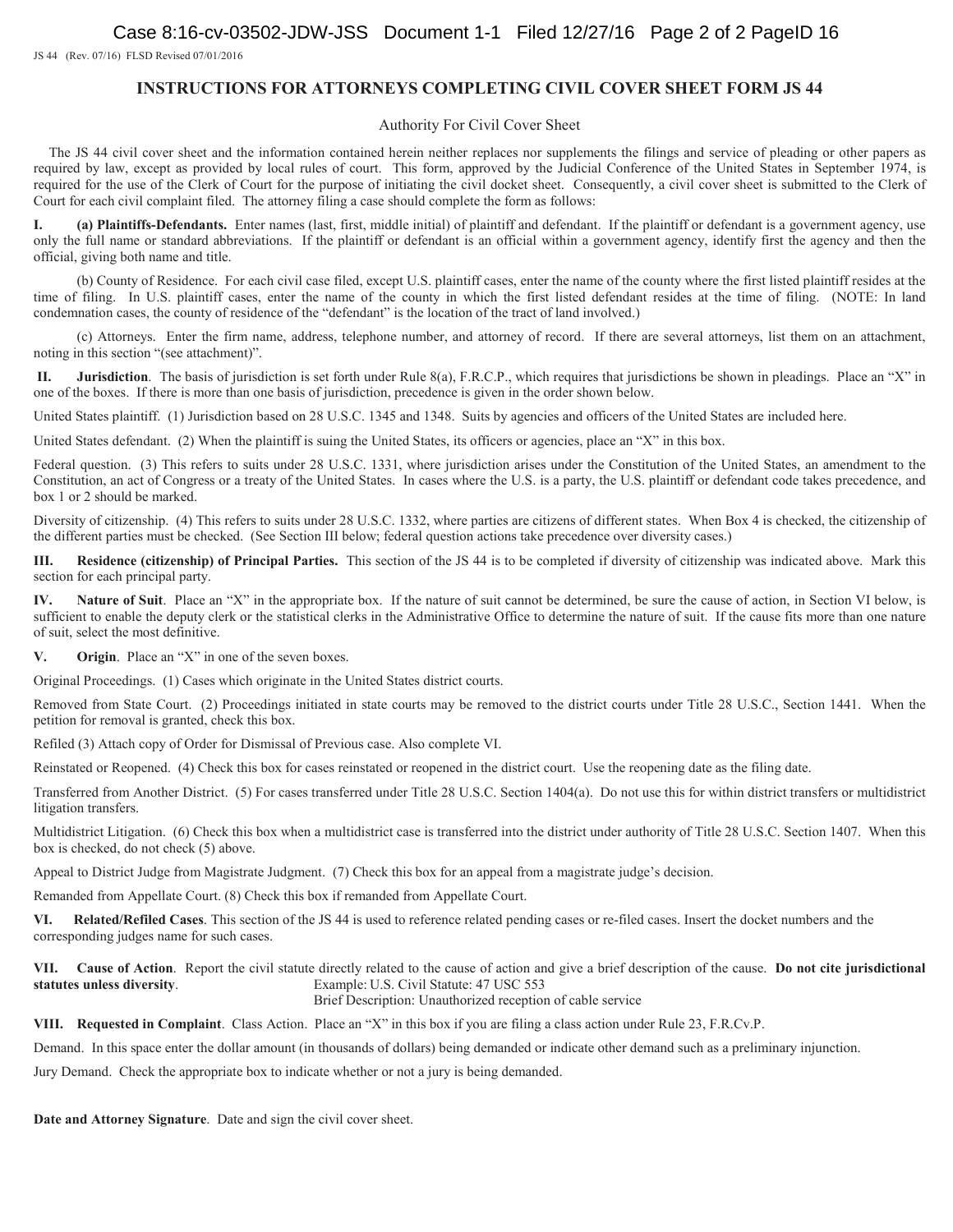JS 44 (Rev. 07/16) FLSD Revised 07/01/2016

## INSTRUCTIONS FOR ATTORNEYS COMPLETING CIVIL COVER SHEET FORM JS 44

### Authority For Civil Cover Sheet

The JS 44 civil cover sheet and the information contained herein neither replaces nor supplements the filings and service of pleading or other papers as required by law, except as provided by local rules of court. This form, approved by the Judicial Conference of the United States in September 1974, is required for the use of the Clerk of Court for the purpose of initiating the civil docket sheet. Consequently, a civil cover sheet is submitted to the Clerk of Court for each civil complaint filed. The attorney filing a case should complete the form as follows:

**I. (a) Plaintiffs-Defendants.** Enter names (last, first, middle initial) of plaintiff and defendant. If the plaintiff or defendant is a government agency, use only the full name or standard abbreviations. If the plaintiff or defendant is an official within a government agency, identify first the agency and then the official, giving both name and title.

(b) County of Residence. For each civil case filed, except U.S. plaintiff cases, enter the name of the county where the first listed plaintiff resides at the time of filing. In U.S. plaintiff cases, enter the name of the county in which the first listed defendant resides at the time of filing. (NOTE: In land condemnation cases, the county of residence of the "defendant" is the location of the tract of land involved.)

(c) Attorneys. Enter the firm name, address, telephone number, and attorney of record. If there are several attorneys, list them on an attachment, noting in this section "(see attachment)".

**II. Jurisdiction**. The basis of jurisdiction is set forth under Rule 8(a), F.R.C.P., which requires that jurisdictions be shown in pleadings. Place an "X" in one of the boxes. If there is more than one basis of jurisdiction, precedence is given in the order shown below.

United States plaintiff. (1) Jurisdiction based on 28 U.S.C. 1345 and 1348. Suits by agencies and officers of the United States are included here.

United States defendant. (2) When the plaintiff is suing the United States, its officers or agencies, place an "X" in this box.

Federal question. (3) This refers to suits under 28 U.S.C. 1331, where jurisdiction arises under the Constitution of the United States, an amendment to the Constitution, an act of Congress or a treaty of the United States. In cases where the U.S. is a party, the U.S. plaintiff or defendant code takes precedence, and box 1 or 2 should be marked.

Diversity of citizenship. (4) This refers to suits under 28 U.S.C. 1332, where parties are citizens of different states. When Box 4 is checked, the citizenship of the different parties must be checked. (See Section III below; federal question actions take precedence over diversity cases.)

**III. Residence (citizenship) of Principal Parties.** This section of the JS 44 is to be completed if diversity of citizenship was indicated above. Mark this section for each principal party.

**IV. Nature of Suit**. Place an "X" in the appropriate box. If the nature of suit cannot be determined, be sure the cause of action, in Section VI below, is sufficient to enable the deputy clerk or the statistical clerks in the Administrative Office to determine the nature of suit. If the cause fits more than one nature of suit, select the most definitive.

**V. Origin**. Place an "X" in one of the seven boxes.

Original Proceedings. (1) Cases which originate in the United States district courts.

Removed from State Court. (2) Proceedings initiated in state courts may be removed to the district courts under Title 28 U.S.C., Section 1441. When the petition for removal is granted, check this box.

Refiled (3) Attach copy of Order for Dismissal of Previous case. Also complete VI.

Reinstated or Reopened. (4) Check this box for cases reinstated or reopened in the district court. Use the reopening date as the filing date.

Transferred from Another District. (5) For cases transferred under Title 28 U.S.C. Section 1404(a). Do not use this for within district transfers or multidistrict litigation transfers.

Multidistrict Litigation. (6) Check this box when a multidistrict case is transferred into the district under authority of Title 28 U.S.C. Section 1407. When this box is checked, do not check (5) above.

Appeal to District Judge from Magistrate Judgment. (7) Check this box for an appeal from a magistrate judge's decision.

Remanded from Appellate Court. (8) Check this box if remanded from Appellate Court.

**VI. Related/Refiled Cases**. This section of the JS 44 is used to reference related pending cases or re-filed cases. Insert the docket numbers and the corresponding judges name for such cases.

**VII. Cause of Action**. Report the civil statute directly related to the cause of action and give a brief description of the cause. **Do not cite jurisdictional statutes unless diversity**.

Example: U.S. Civil Statute: 47 USC 553
Brief Description: Unauthorized reception of cable service

**VIII. Requested in Complaint**. Class Action. Place an "X" in this box if you are filing a class action under Rule 23, F.R.Cv.P.

Demand. In this space enter the dollar amount (in thousands of dollars) being demanded or indicate other demand such as a preliminary injunction.

Jury Demand. Check the appropriate box to indicate whether or not a jury is being demanded.

**Date and Attorney Signature**. Date and sign the civil cover sheet.